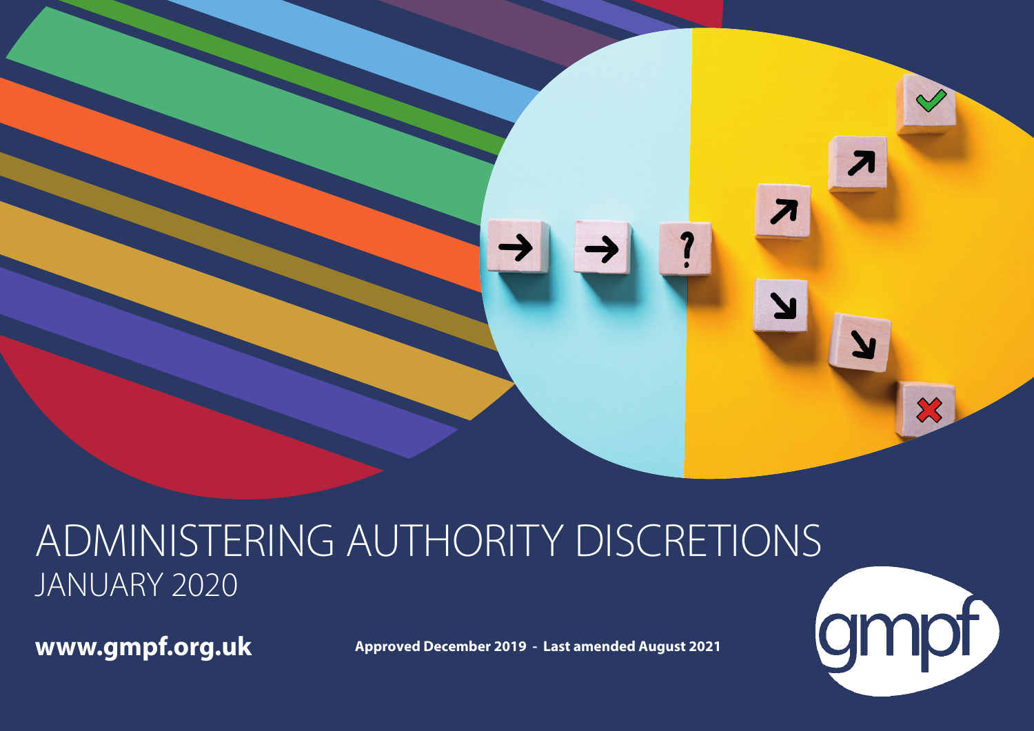# ADMINISTERING AUTHORITY DISCRETIONS

## JANUARY 2020

**www.gmpf.org.uk**

**Approved December 2019 - Last amended August 2021**

gmpf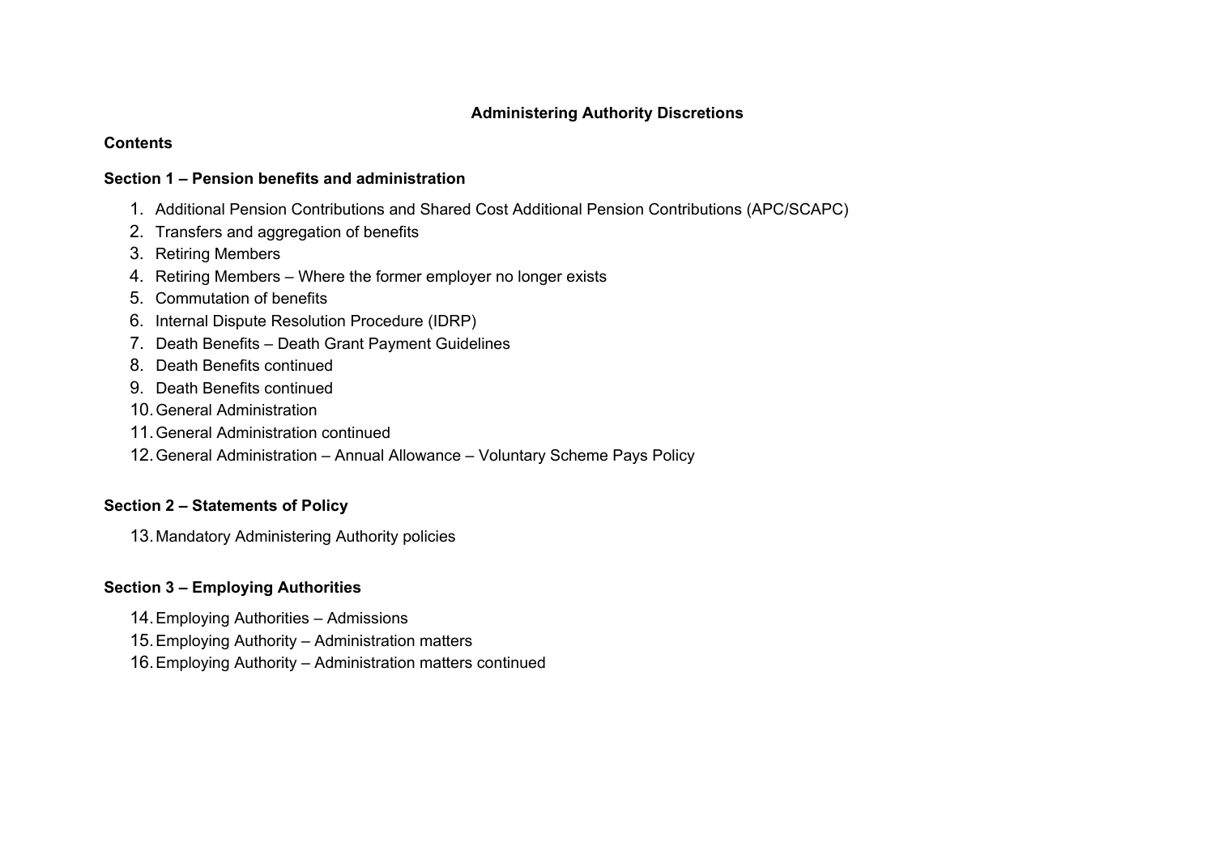# Administering Authority Discretions

**Contents**

## Section 1 – Pension benefits and administration

1. Additional Pension Contributions and Shared Cost Additional Pension Contributions (APC/SCAPC)
2. Transfers and aggregation of benefits
3. Retiring Members
4. Retiring Members – Where the former employer no longer exists
5. Commutation of benefits
6. Internal Dispute Resolution Procedure (IDRP)
7. Death Benefits – Death Grant Payment Guidelines
8. Death Benefits continued
9. Death Benefits continued
10. General Administration
11. General Administration continued
12. General Administration – Annual Allowance – Voluntary Scheme Pays Policy

## Section 2 – Statements of Policy

13. Mandatory Administering Authority policies

## Section 3 – Employing Authorities

14. Employing Authorities – Admissions
15. Employing Authority – Administration matters
16. Employing Authority – Administration matters continued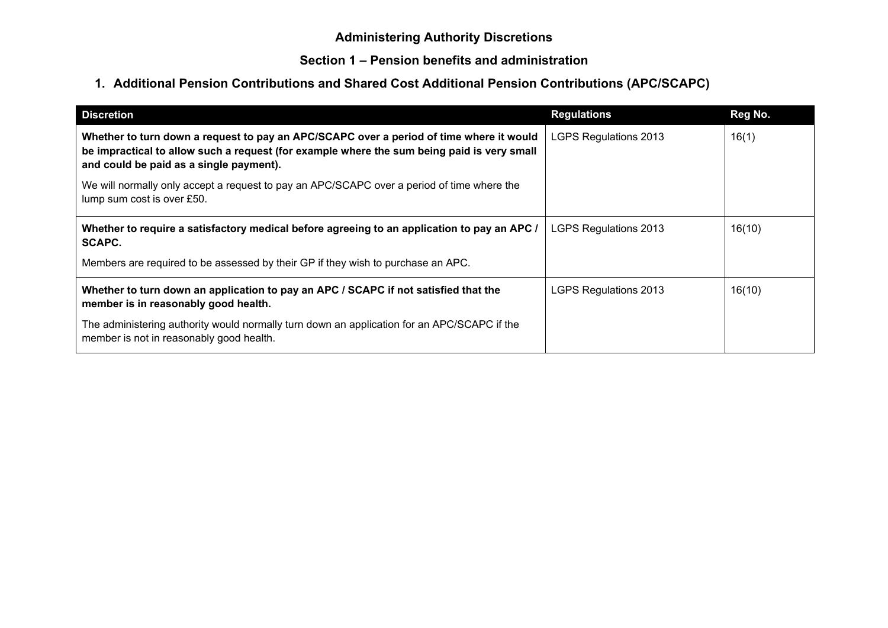# Administering Authority Discretions

## Section 1 – Pension benefits and administration

### 1. Additional Pension Contributions and Shared Cost Additional Pension Contributions (APC/SCAPC)

| Discretion | Regulations | Reg No. |
| --- | --- | --- |
| **Whether to turn down a request to pay an APC/SCAPC over a period of time where it would be impractical to allow such a request (for example where the sum being paid is very small and could be paid as a single payment).**<br><br>We will normally only accept a request to pay an APC/SCAPC over a period of time where the lump sum cost is over £50. | LGPS Regulations 2013 | 16(1) |
| **Whether to require a satisfactory medical before agreeing to an application to pay an APC / SCAPC.**<br><br>Members are required to be assessed by their GP if they wish to purchase an APC. | LGPS Regulations 2013 | 16(10) |
| **Whether to turn down an application to pay an APC / SCAPC if not satisfied that the member is in reasonably good health.**<br><br>The administering authority would normally turn down an application for an APC/SCAPC if the member is not in reasonably good health. | LGPS Regulations 2013 | 16(10) |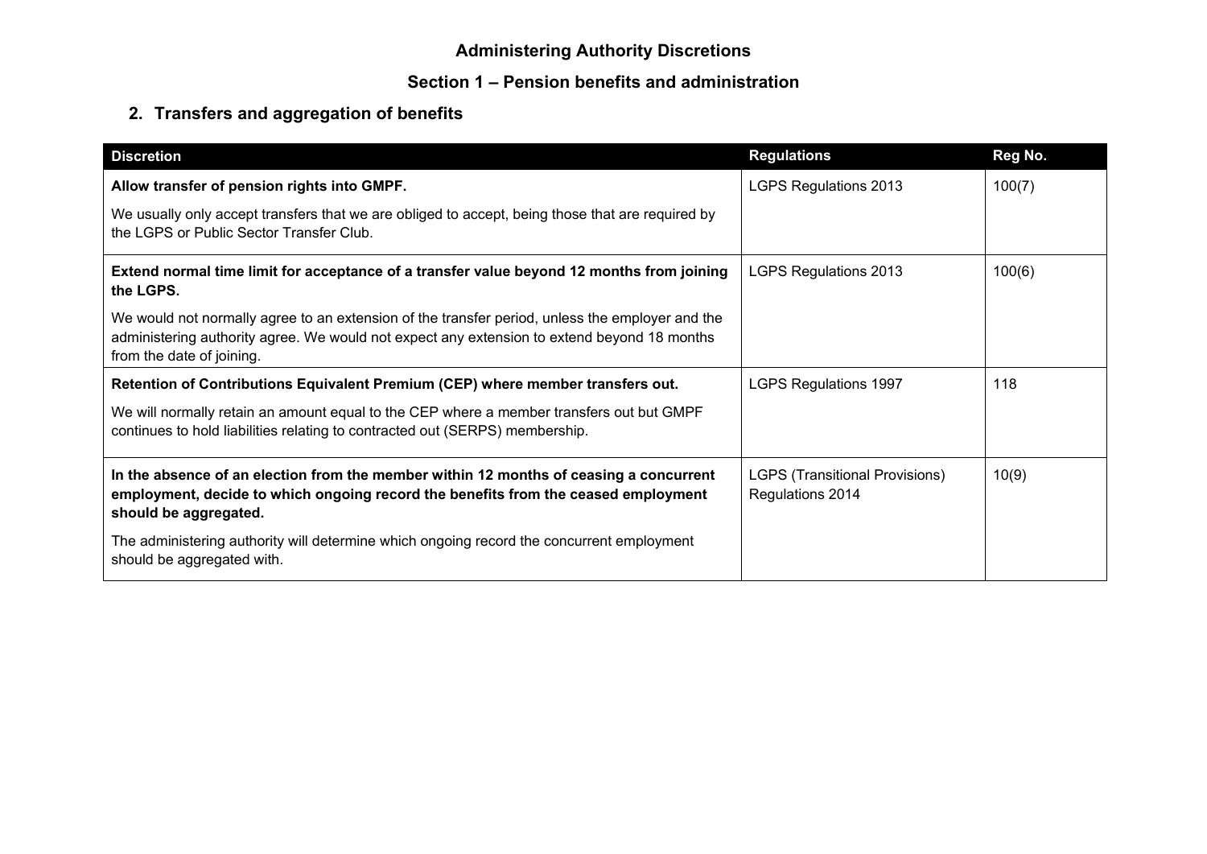# Administering Authority Discretions

## Section 1 – Pension benefits and administration

### 2. Transfers and aggregation of benefits

| Discretion | Regulations | Reg No. |
|---|---|---|
| **Allow transfer of pension rights into GMPF.**<br><br>We usually only accept transfers that we are obliged to accept, being those that are required by the LGPS or Public Sector Transfer Club. | LGPS Regulations 2013 | 100(7) |
| **Extend normal time limit for acceptance of a transfer value beyond 12 months from joining the LGPS.**<br><br>We would not normally agree to an extension of the transfer period, unless the employer and the administering authority agree. We would not expect any extension to extend beyond 18 months from the date of joining. | LGPS Regulations 2013 | 100(6) |
| **Retention of Contributions Equivalent Premium (CEP) where member transfers out.**<br><br>We will normally retain an amount equal to the CEP where a member transfers out but GMPF continues to hold liabilities relating to contracted out (SERPS) membership. | LGPS Regulations 1997 | 118 |
| **In the absence of an election from the member within 12 months of ceasing a concurrent employment, decide to which ongoing record the benefits from the ceased employment should be aggregated.**<br><br>The administering authority will determine which ongoing record the concurrent employment should be aggregated with. | LGPS (Transitional Provisions) Regulations 2014 | 10(9) |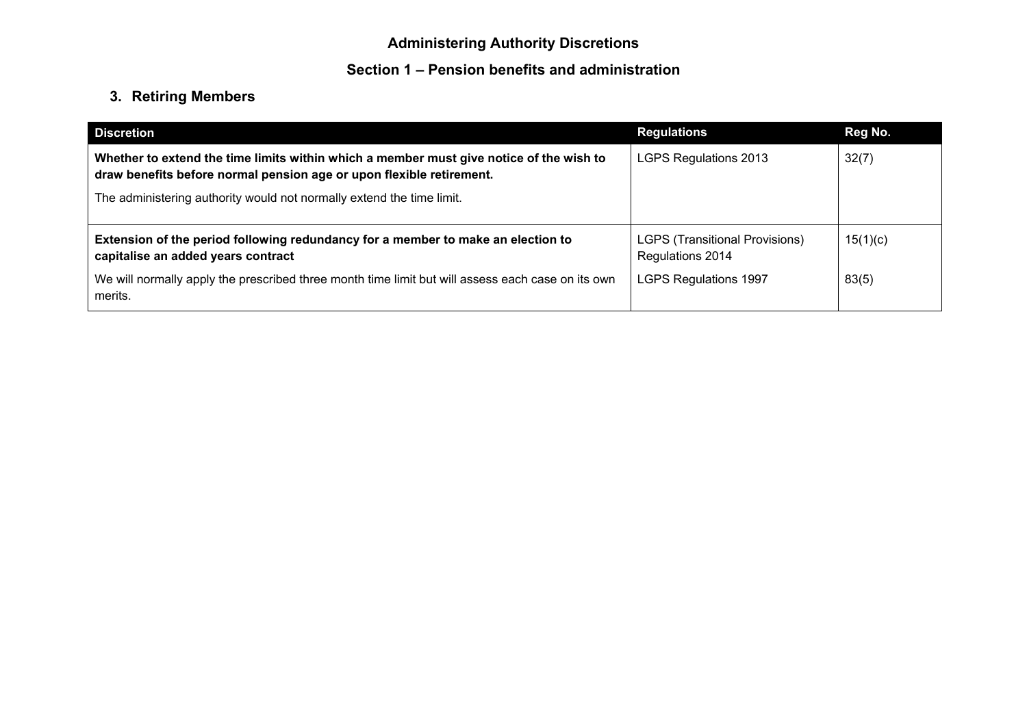## Administering Authority Discretions

## Section 1 – Pension benefits and administration

### 3. Retiring Members

| Discretion | Regulations | Reg No. |
| --- | --- | --- |
| **Whether to extend the time limits within which a member must give notice of the wish to draw benefits before normal pension age or upon flexible retirement.**<br><br>The administering authority would not normally extend the time limit. | LGPS Regulations 2013 | 32(7) |
| **Extension of the period following redundancy for a member to make an election to capitalise an added years contract**<br><br>We will normally apply the prescribed three month time limit but will assess each case on its own merits. | LGPS (Transitional Provisions) Regulations 2014<br><br>LGPS Regulations 1997 | 15(1)(c)<br><br>83(5) |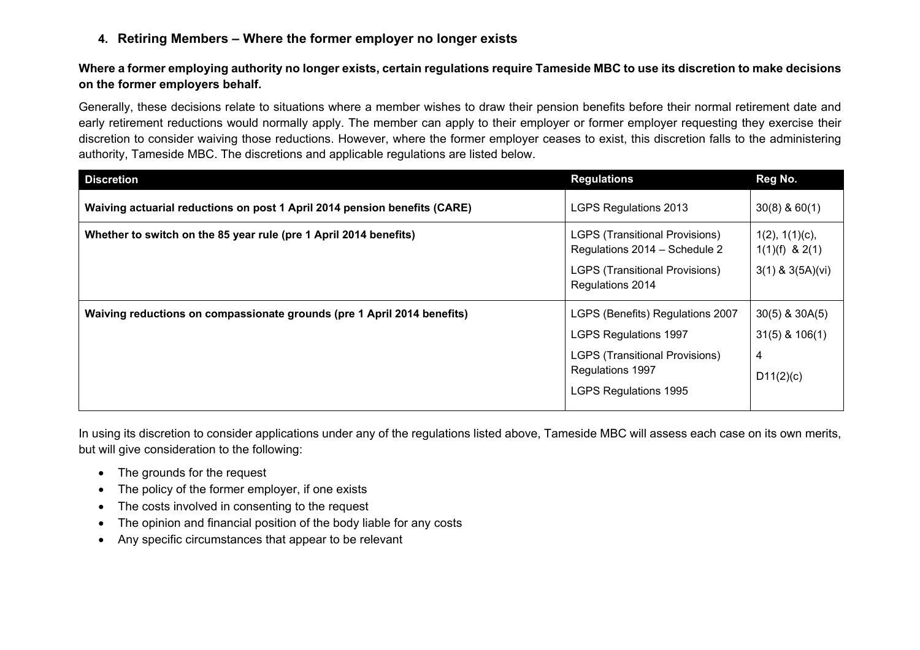## 4. Retiring Members – Where the former employer no longer exists

**Where a former employing authority no longer exists, certain regulations require Tameside MBC to use its discretion to make decisions on the former employers behalf.**

Generally, these decisions relate to situations where a member wishes to draw their pension benefits before their normal retirement date and early retirement reductions would normally apply. The member can apply to their employer or former employer requesting they exercise their discretion to consider waiving those reductions. However, where the former employer ceases to exist, this discretion falls to the administering authority, Tameside MBC. The discretions and applicable regulations are listed below.

| Discretion | Regulations | Reg No. |
|---|---|---|
| **Waiving actuarial reductions on post 1 April 2014 pension benefits (CARE)** | LGPS Regulations 2013 | 30(8) & 60(1) |
| **Whether to switch on the 85 year rule (pre 1 April 2014 benefits)** | LGPS (Transitional Provisions) Regulations 2014 – Schedule 2<br>LGPS (Transitional Provisions) Regulations 2014 | 1(2), 1(1)(c), 1(1)(f) & 2(1)<br>3(1) & 3(5A)(vi) |
| **Waiving reductions on compassionate grounds (pre 1 April 2014 benefits)** | LGPS (Benefits) Regulations 2007<br>LGPS Regulations 1997<br>LGPS (Transitional Provisions) Regulations 1997<br>LGPS Regulations 1995 | 30(5) & 30A(5)<br>31(5) & 106(1)<br>4<br>D11(2)(c) |

In using its discretion to consider applications under any of the regulations listed above, Tameside MBC will assess each case on its own merits, but will give consideration to the following:

- The grounds for the request
- The policy of the former employer, if one exists
- The costs involved in consenting to the request
- The opinion and financial position of the body liable for any costs
- Any specific circumstances that appear to be relevant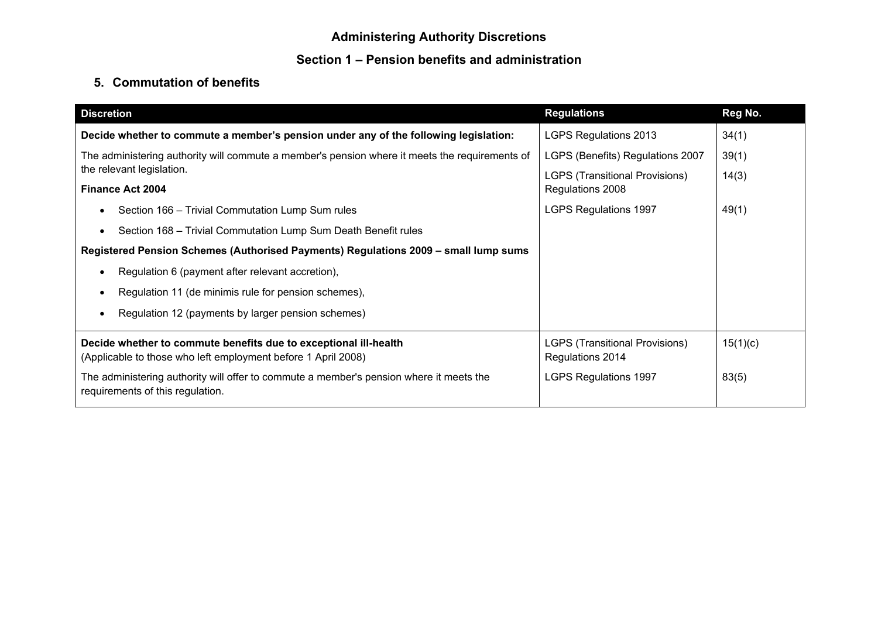## Administering Authority Discretions

## Section 1 – Pension benefits and administration

### 5. Commutation of benefits

| Discretion | Regulations | Reg No. |
|---|---|---|
| **Decide whether to commute a member's pension under any of the following legislation:**<br><br>The administering authority will commute a member's pension where it meets the requirements of the relevant legislation.<br><br>**Finance Act 2004**<br>• Section 166 – Trivial Commutation Lump Sum rules<br>• Section 168 – Trivial Commutation Lump Sum Death Benefit rules<br><br>**Registered Pension Schemes (Authorised Payments) Regulations 2009 – small lump sums**<br>• Regulation 6 (payment after relevant accretion),<br>• Regulation 11 (de minimis rule for pension schemes),<br>• Regulation 12 (payments by larger pension schemes) | LGPS Regulations 2013<br><br>LGPS (Benefits) Regulations 2007<br><br>LGPS (Transitional Provisions) Regulations 2008<br><br>LGPS Regulations 1997 | 34(1)<br><br>39(1)<br><br>14(3)<br><br>49(1) |
| **Decide whether to commute benefits due to exceptional ill-health**<br>(Applicable to those who left employment before 1 April 2008)<br><br>The administering authority will offer to commute a member's pension where it meets the requirements of this regulation. | LGPS (Transitional Provisions) Regulations 2014<br><br>LGPS Regulations 1997 | 15(1)(c)<br><br>83(5) |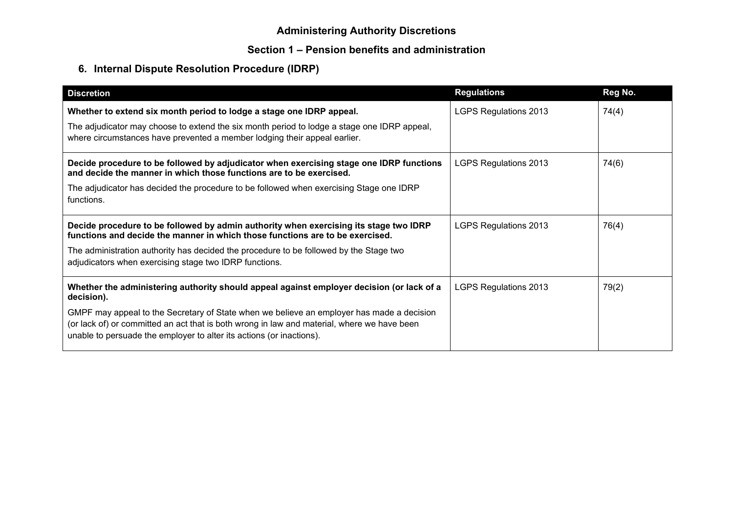# Administering Authority Discretions

## Section 1 – Pension benefits and administration

### 6. Internal Dispute Resolution Procedure (IDRP)

| Discretion | Regulations | Reg No. |
|---|---|---|
| **Whether to extend six month period to lodge a stage one IDRP appeal.**<br><br>The adjudicator may choose to extend the six month period to lodge a stage one IDRP appeal, where circumstances have prevented a member lodging their appeal earlier. | LGPS Regulations 2013 | 74(4) |
| **Decide procedure to be followed by adjudicator when exercising stage one IDRP functions and decide the manner in which those functions are to be exercised.**<br><br>The adjudicator has decided the procedure to be followed when exercising Stage one IDRP functions. | LGPS Regulations 2013 | 74(6) |
| **Decide procedure to be followed by admin authority when exercising its stage two IDRP functions and decide the manner in which those functions are to be exercised.**<br><br>The administration authority has decided the procedure to be followed by the Stage two adjudicators when exercising stage two IDRP functions. | LGPS Regulations 2013 | 76(4) |
| **Whether the administering authority should appeal against employer decision (or lack of a decision).**<br><br>GMPF may appeal to the Secretary of State when we believe an employer has made a decision (or lack of) or committed an act that is both wrong in law and material, where we have been unable to persuade the employer to alter its actions (or inactions). | LGPS Regulations 2013 | 79(2) |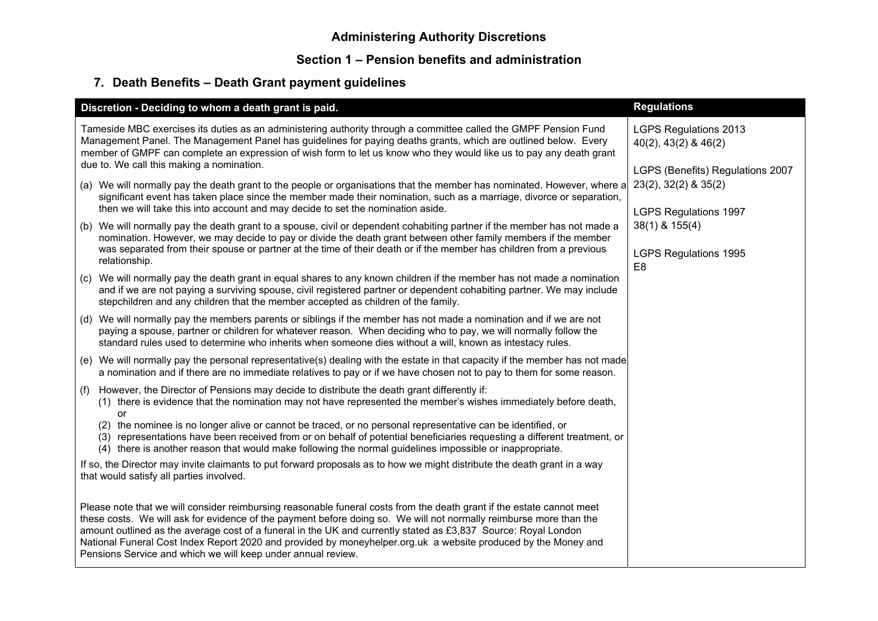# Administering Authority Discretions

## Section 1 – Pension benefits and administration

### 7. Death Benefits – Death Grant payment guidelines

| Discretion - Deciding to whom a death grant is paid. | Regulations |
|---|---|
| Tameside MBC exercises its duties as an administering authority through a committee called the GMPF Pension Fund Management Panel. The Management Panel has guidelines for paying deaths grants, which are outlined below. Every member of GMPF can complete an expression of wish form to let us know who they would like us to pay any death grant due to. We call this making a nomination.<br><br>(a) We will normally pay the death grant to the people or organisations that the member has nominated. However, where a significant event has taken place since the member made their nomination, such as a marriage, divorce or separation, then we will take this into account and may decide to set the nomination aside.<br><br>(b) We will normally pay the death grant to a spouse, civil or dependent cohabiting partner if the member has not made a nomination. However, we may decide to pay or divide the death grant between other family members if the member was separated from their spouse or partner at the time of their death or if the member has children from a previous relationship.<br><br>(c) We will normally pay the death grant in equal shares to any known children if the member has not made a nomination and if we are not paying a surviving spouse, civil registered partner or dependent cohabiting partner. We may include stepchildren and any children that the member accepted as children of the family.<br><br>(d) We will normally pay the members parents or siblings if the member has not made a nomination and if we are not paying a spouse, partner or children for whatever reason. When deciding who to pay, we will normally follow the standard rules used to determine who inherits when someone dies without a will, known as intestacy rules.<br><br>(e) We will normally pay the personal representative(s) dealing with the estate in that capacity if the member has not made a nomination and if there are no immediate relatives to pay or if we have chosen not to pay to them for some reason.<br><br>(f) However, the Director of Pensions may decide to distribute the death grant differently if:<br>(1) there is evidence that the nomination may not have represented the member's wishes immediately before death, or<br>(2) the nominee is no longer alive or cannot be traced, or no personal representative can be identified, or<br>(3) representations have been received from or on behalf of potential beneficiaries requesting a different treatment, or<br>(4) there is another reason that would make following the normal guidelines impossible or inappropriate.<br><br>If so, the Director may invite claimants to put forward proposals as to how we might distribute the death grant in a way that would satisfy all parties involved.<br><br>Please note that we will consider reimbursing reasonable funeral costs from the death grant if the estate cannot meet these costs. We will ask for evidence of the payment before doing so. We will not normally reimburse more than the amount outlined as the average cost of a funeral in the UK and currently stated as £3,837 Source: Royal London National Funeral Cost Index Report 2020 and provided by moneyhelper.org.uk a website produced by the Money and Pensions Service and which we will keep under annual review. | LGPS Regulations 2013<br>40(2), 43(2) & 46(2)<br><br>LGPS (Benefits) Regulations 2007<br>23(2), 32(2) & 35(2)<br><br>LGPS Regulations 1997<br>38(1) & 155(4)<br><br>LGPS Regulations 1995<br>E8 |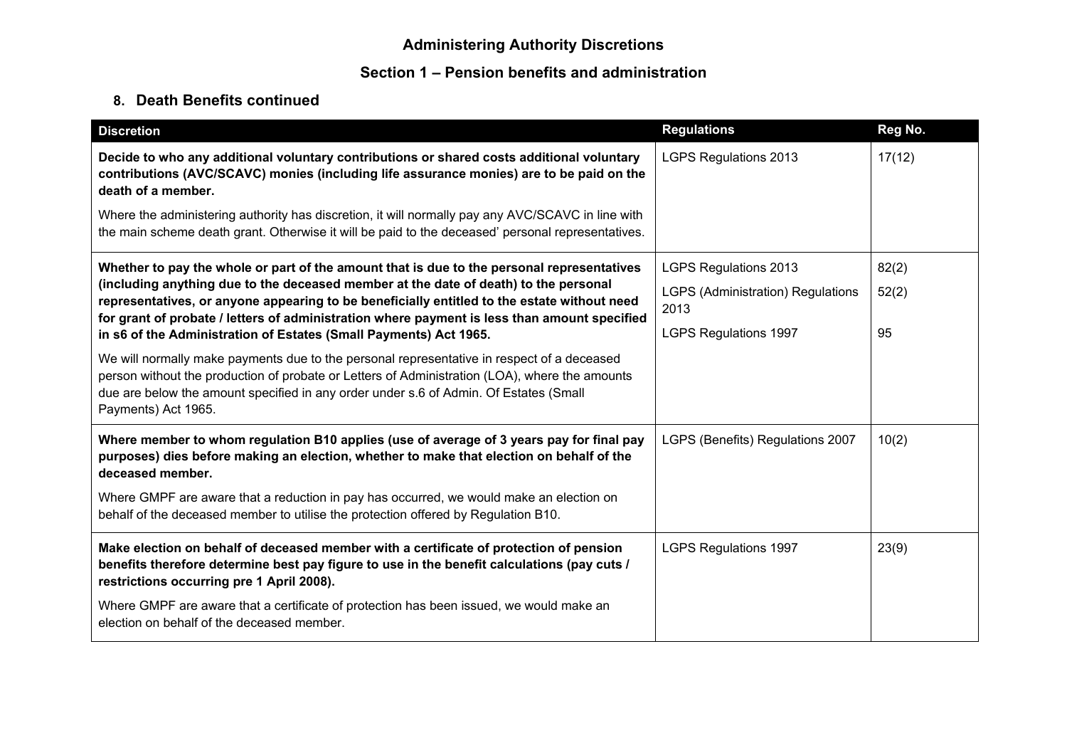# Administering Authority Discretions

## Section 1 – Pension benefits and administration

### 8. Death Benefits continued

| Discretion | Regulations | Reg No. |
|---|---|---|
| **Decide to who any additional voluntary contributions or shared costs additional voluntary contributions (AVC/SCAVC) monies (including life assurance monies) are to be paid on the death of a member.**<br><br>Where the administering authority has discretion, it will normally pay any AVC/SCAVC in line with the main scheme death grant. Otherwise it will be paid to the deceased' personal representatives. | LGPS Regulations 2013 | 17(12) |
| **Whether to pay the whole or part of the amount that is due to the personal representatives (including anything due to the deceased member at the date of death) to the personal representatives, or anyone appearing to be beneficially entitled to the estate without need for grant of probate / letters of administration where payment is less than amount specified in s6 of the Administration of Estates (Small Payments) Act 1965.**<br><br>We will normally make payments due to the personal representative in respect of a deceased person without the production of probate or Letters of Administration (LOA), where the amounts due are below the amount specified in any order under s.6 of Admin. Of Estates (Small Payments) Act 1965. | LGPS Regulations 2013<br><br>LGPS (Administration) Regulations 2013<br><br>LGPS Regulations 1997 | 82(2)<br><br>52(2)<br><br>95 |
| **Where member to whom regulation B10 applies (use of average of 3 years pay for final pay purposes) dies before making an election, whether to make that election on behalf of the deceased member.**<br><br>Where GMPF are aware that a reduction in pay has occurred, we would make an election on behalf of the deceased member to utilise the protection offered by Regulation B10. | LGPS (Benefits) Regulations 2007 | 10(2) |
| **Make election on behalf of deceased member with a certificate of protection of pension benefits therefore determine best pay figure to use in the benefit calculations (pay cuts / restrictions occurring pre 1 April 2008).**<br><br>Where GMPF are aware that a certificate of protection has been issued, we would make an election on behalf of the deceased member. | LGPS Regulations 1997 | 23(9) |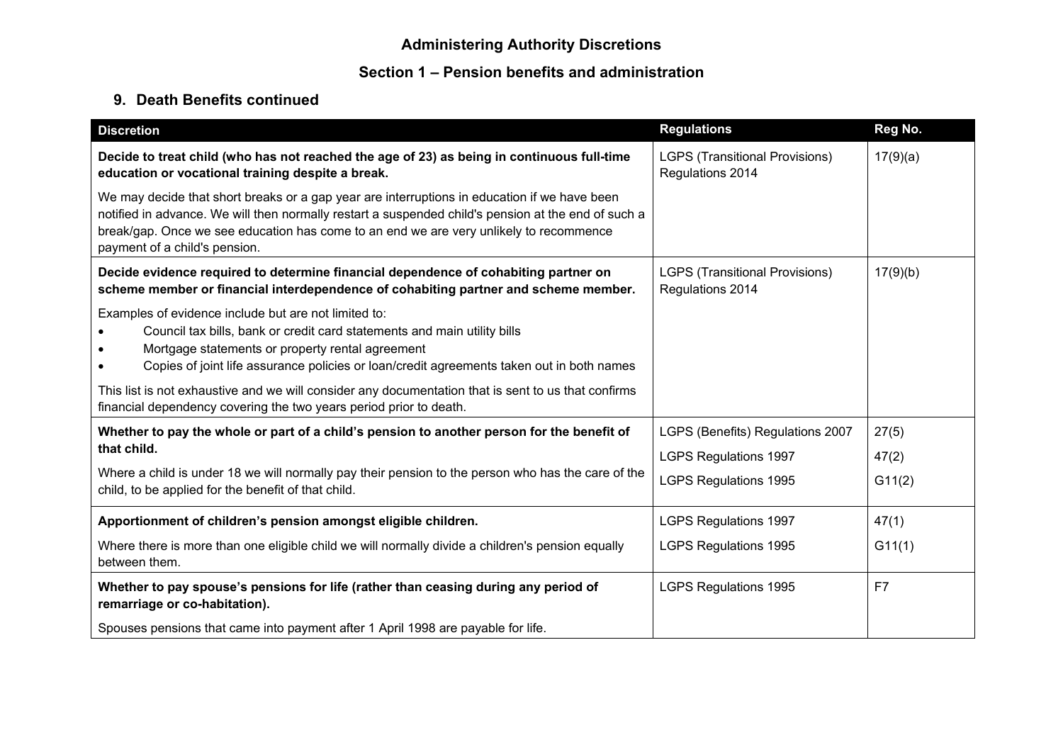# Administering Authority Discretions

## Section 1 – Pension benefits and administration

### 9. Death Benefits continued

| Discretion | Regulations | Reg No. |
|---|---|---|
| **Decide to treat child (who has not reached the age of 23) as being in continuous full-time education or vocational training despite a break.**<br><br>We may decide that short breaks or a gap year are interruptions in education if we have been notified in advance. We will then normally restart a suspended child's pension at the end of such a break/gap. Once we see education has come to an end we are very unlikely to recommence payment of a child's pension. | LGPS (Transitional Provisions) Regulations 2014 | 17(9)(a) |
| **Decide evidence required to determine financial dependence of cohabiting partner on scheme member or financial interdependence of cohabiting partner and scheme member.**<br><br>Examples of evidence include but are not limited to:<br>• Council tax bills, bank or credit card statements and main utility bills<br>• Mortgage statements or property rental agreement<br>• Copies of joint life assurance policies or loan/credit agreements taken out in both names<br><br>This list is not exhaustive and we will consider any documentation that is sent to us that confirms financial dependency covering the two years period prior to death. | LGPS (Transitional Provisions) Regulations 2014 | 17(9)(b) |
| **Whether to pay the whole or part of a child's pension to another person for the benefit of that child.**<br><br>Where a child is under 18 we will normally pay their pension to the person who has the care of the child, to be applied for the benefit of that child. | LGPS (Benefits) Regulations 2007<br>LGPS Regulations 1997<br>LGPS Regulations 1995 | 27(5)<br>47(2)<br>G11(2) |
| **Apportionment of children's pension amongst eligible children.**<br><br>Where there is more than one eligible child we will normally divide a children's pension equally between them. | LGPS Regulations 1997<br>LGPS Regulations 1995 | 47(1)<br>G11(1) |
| **Whether to pay spouse's pensions for life (rather than ceasing during any period of remarriage or co-habitation).**<br><br>Spouses pensions that came into payment after 1 April 1998 are payable for life. | LGPS Regulations 1995 | F7 |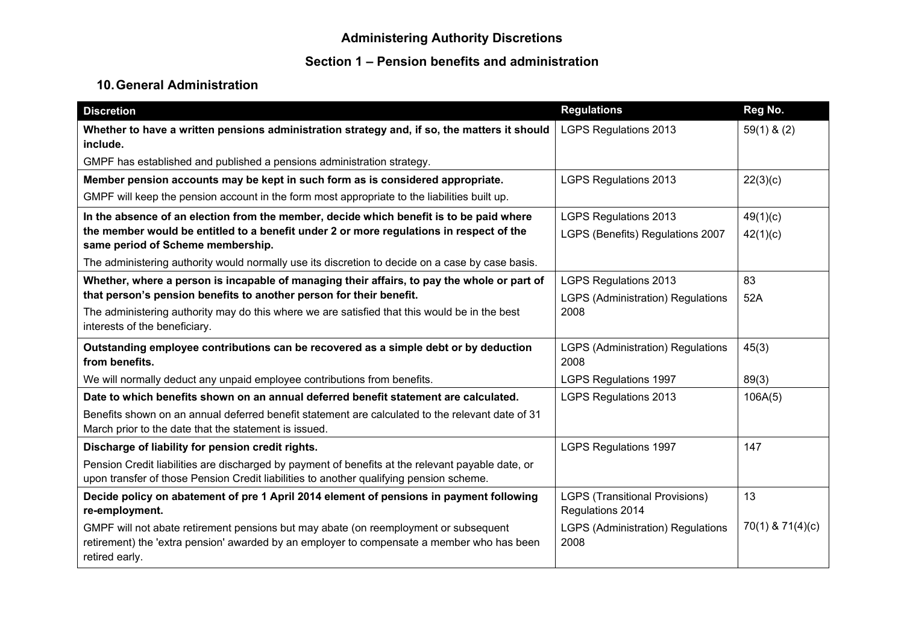# Administering Authority Discretions

## Section 1 – Pension benefits and administration

### 10. General Administration

| Discretion | Regulations | Reg No. |
|---|---|---|
| **Whether to have a written pensions administration strategy and, if so, the matters it should include.**<br>GMPF has established and published a pensions administration strategy. | LGPS Regulations 2013 | 59(1) & (2) |
| **Member pension accounts may be kept in such form as is considered appropriate.**<br>GMPF will keep the pension account in the form most appropriate to the liabilities built up. | LGPS Regulations 2013 | 22(3)(c) |
| **In the absence of an election from the member, decide which benefit is to be paid where the member would be entitled to a benefit under 2 or more regulations in respect of the same period of Scheme membership.**<br>The administering authority would normally use its discretion to decide on a case by case basis. | LGPS Regulations 2013<br>LGPS (Benefits) Regulations 2007 | 49(1)(c)<br>42(1)(c) |
| **Whether, where a person is incapable of managing their affairs, to pay the whole or part of that person's pension benefits to another person for their benefit.**<br>The administering authority may do this where we are satisfied that this would be in the best interests of the beneficiary. | LGPS Regulations 2013<br>LGPS (Administration) Regulations 2008 | 83<br>52A |
| **Outstanding employee contributions can be recovered as a simple debt or by deduction from benefits.**<br>We will normally deduct any unpaid employee contributions from benefits. | LGPS (Administration) Regulations 2008<br>LGPS Regulations 1997 | 45(3)<br>89(3) |
| **Date to which benefits shown on an annual deferred benefit statement are calculated.**<br>Benefits shown on an annual deferred benefit statement are calculated to the relevant date of 31 March prior to the date that the statement is issued. | LGPS Regulations 2013 | 106A(5) |
| **Discharge of liability for pension credit rights.**<br>Pension Credit liabilities are discharged by payment of benefits at the relevant payable date, or upon transfer of those Pension Credit liabilities to another qualifying pension scheme. | LGPS Regulations 1997 | 147 |
| **Decide policy on abatement of pre 1 April 2014 element of pensions in payment following re-employment.**<br>GMPF will not abate retirement pensions but may abate (on reemployment or subsequent retirement) the 'extra pension' awarded by an employer to compensate a member who has been retired early. | LGPS (Transitional Provisions) Regulations 2014<br>LGPS (Administration) Regulations 2008 | 13<br>70(1) & 71(4)(c) |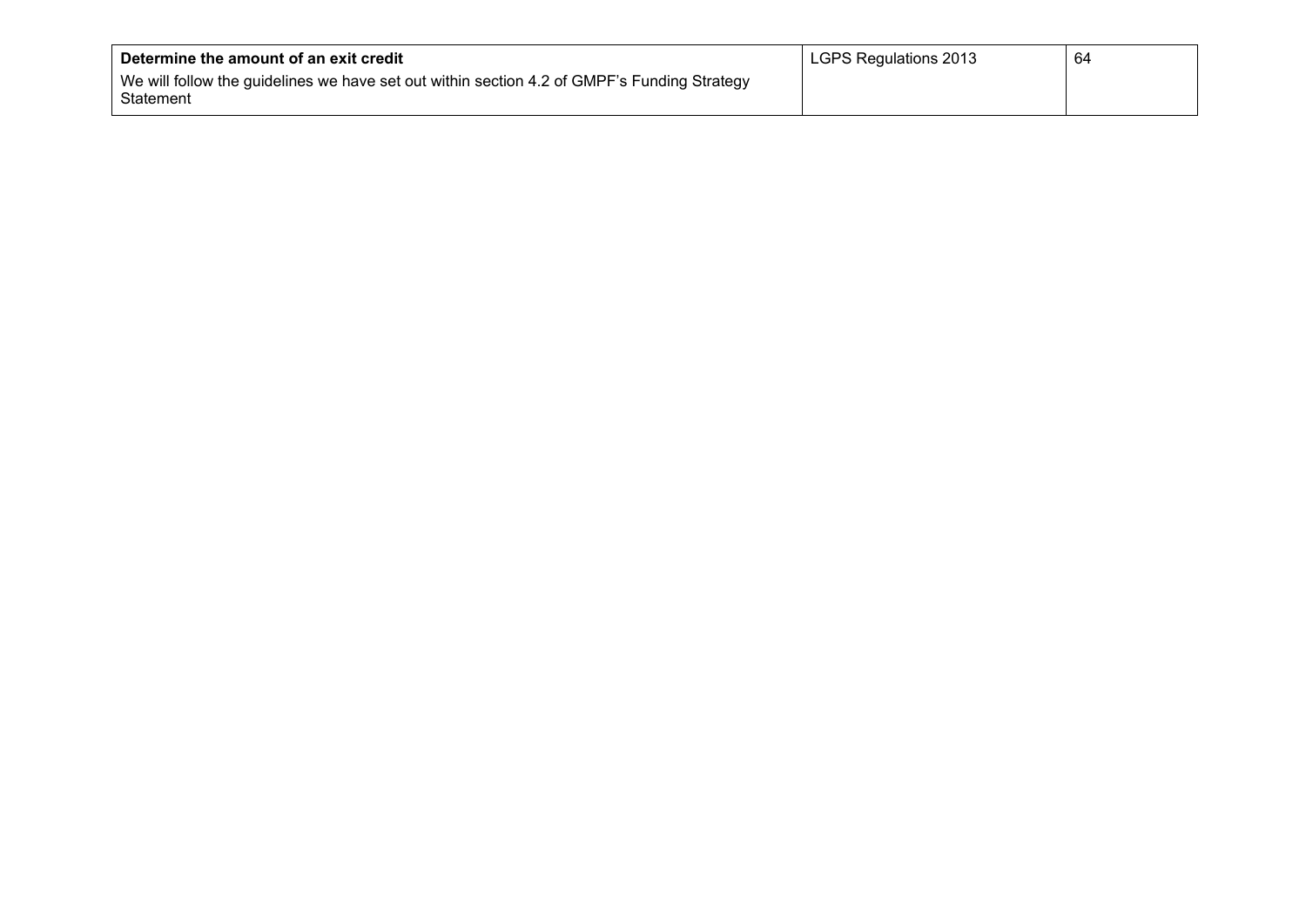| **Determine the amount of an exit credit**<br>We will follow the guidelines we have set out within section 4.2 of GMPF's Funding Strategy Statement | LGPS Regulations 2013 | 64 |
|---|---|---|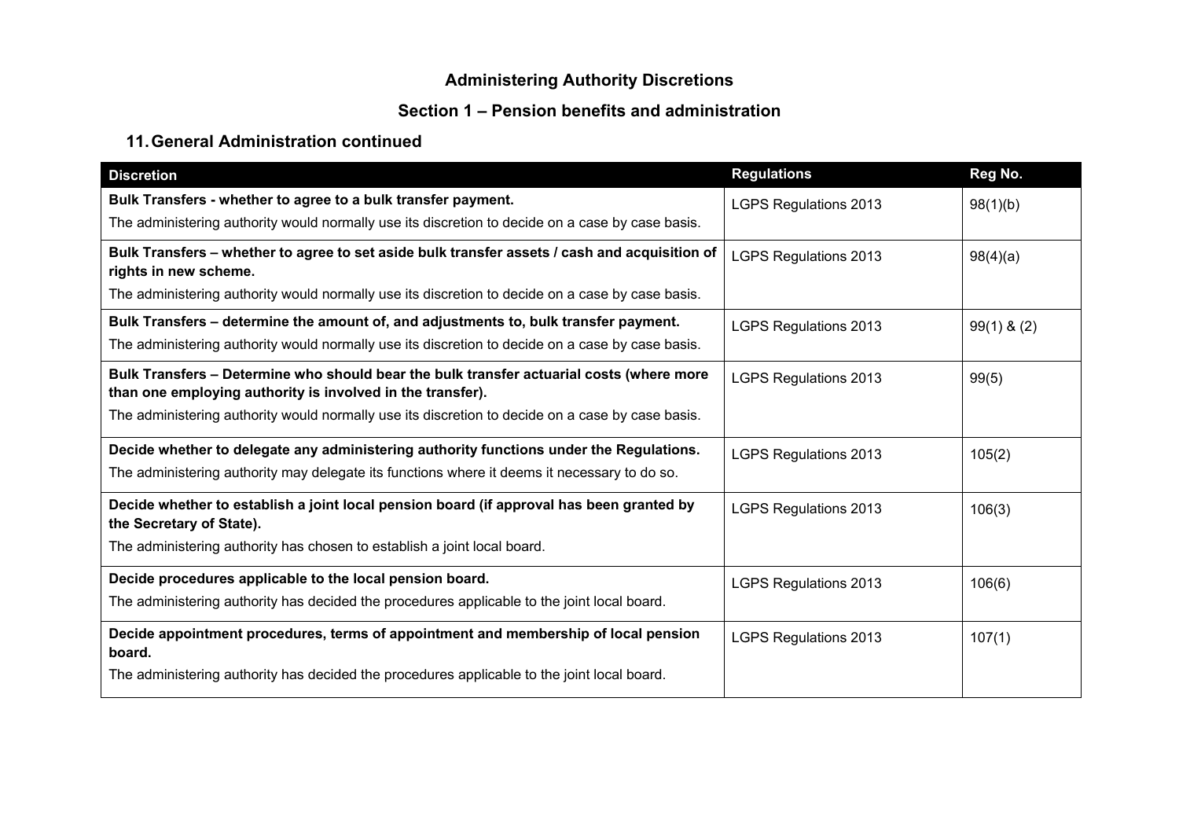# Administering Authority Discretions

## Section 1 – Pension benefits and administration

### 11. General Administration continued

| Discretion | Regulations | Reg No. |
|---|---|---|
| **Bulk Transfers - whether to agree to a bulk transfer payment.**<br>The administering authority would normally use its discretion to decide on a case by case basis. | LGPS Regulations 2013 | 98(1)(b) |
| **Bulk Transfers – whether to agree to set aside bulk transfer assets / cash and acquisition of rights in new scheme.**<br>The administering authority would normally use its discretion to decide on a case by case basis. | LGPS Regulations 2013 | 98(4)(a) |
| **Bulk Transfers – determine the amount of, and adjustments to, bulk transfer payment.**<br>The administering authority would normally use its discretion to decide on a case by case basis. | LGPS Regulations 2013 | 99(1) & (2) |
| **Bulk Transfers – Determine who should bear the bulk transfer actuarial costs (where more than one employing authority is involved in the transfer).**<br>The administering authority would normally use its discretion to decide on a case by case basis. | LGPS Regulations 2013 | 99(5) |
| **Decide whether to delegate any administering authority functions under the Regulations.**<br>The administering authority may delegate its functions where it deems it necessary to do so. | LGPS Regulations 2013 | 105(2) |
| **Decide whether to establish a joint local pension board (if approval has been granted by the Secretary of State).**<br>The administering authority has chosen to establish a joint local board. | LGPS Regulations 2013 | 106(3) |
| **Decide procedures applicable to the local pension board.**<br>The administering authority has decided the procedures applicable to the joint local board. | LGPS Regulations 2013 | 106(6) |
| **Decide appointment procedures, terms of appointment and membership of local pension board.**<br>The administering authority has decided the procedures applicable to the joint local board. | LGPS Regulations 2013 | 107(1) |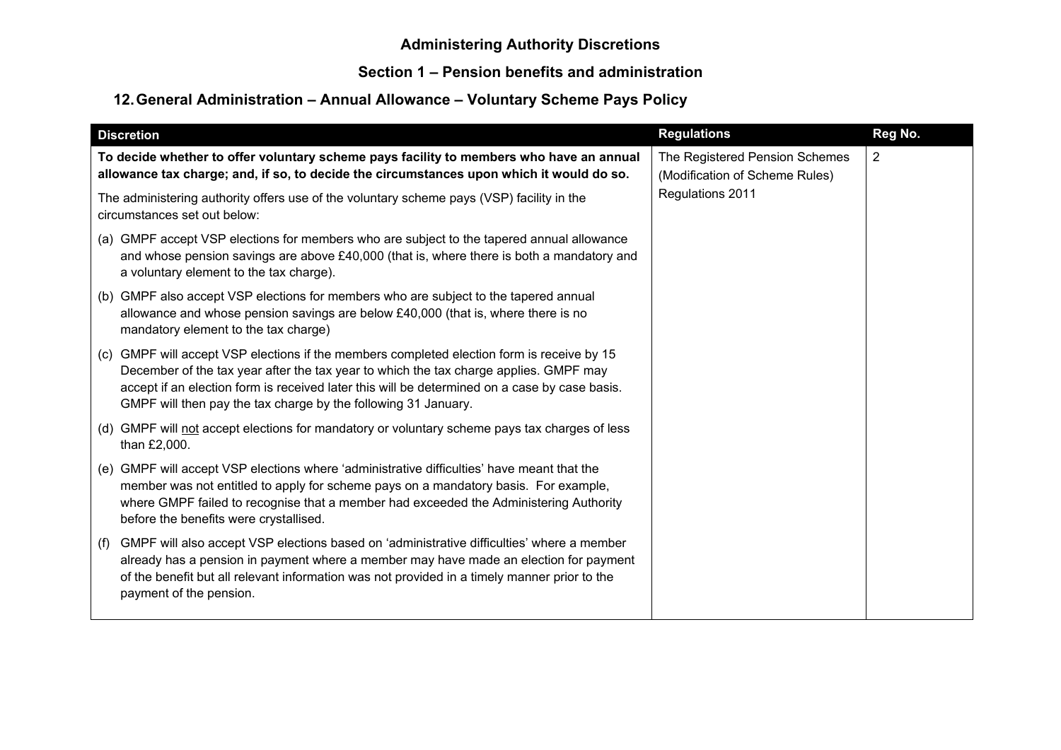# Administering Authority Discretions

## Section 1 – Pension benefits and administration

### 12. General Administration – Annual Allowance – Voluntary Scheme Pays Policy

| Discretion | Regulations | Reg No. |
|---|---|---|
| **To decide whether to offer voluntary scheme pays facility to members who have an annual allowance tax charge; and, if so, to decide the circumstances upon which it would do so.**<br><br>The administering authority offers use of the voluntary scheme pays (VSP) facility in the circumstances set out below:<br><br>(a) GMPF accept VSP elections for members who are subject to the tapered annual allowance and whose pension savings are above £40,000 (that is, where there is both a mandatory and a voluntary element to the tax charge).<br><br>(b) GMPF also accept VSP elections for members who are subject to the tapered annual allowance and whose pension savings are below £40,000 (that is, where there is no mandatory element to the tax charge)<br><br>(c) GMPF will accept VSP elections if the members completed election form is receive by 15 December of the tax year after the tax year to which the tax charge applies. GMPF may accept if an election form is received later this will be determined on a case by case basis. GMPF will then pay the tax charge by the following 31 January.<br><br>(d) GMPF will <u>not</u> accept elections for mandatory or voluntary scheme pays tax charges of less than £2,000.<br><br>(e) GMPF will accept VSP elections where 'administrative difficulties' have meant that the member was not entitled to apply for scheme pays on a mandatory basis. For example, where GMPF failed to recognise that a member had exceeded the Administering Authority before the benefits were crystallised.<br><br>(f) GMPF will also accept VSP elections based on 'administrative difficulties' where a member already has a pension in payment where a member may have made an election for payment of the benefit but all relevant information was not provided in a timely manner prior to the payment of the pension. | The Registered Pension Schemes (Modification of Scheme Rules) Regulations 2011 | 2 |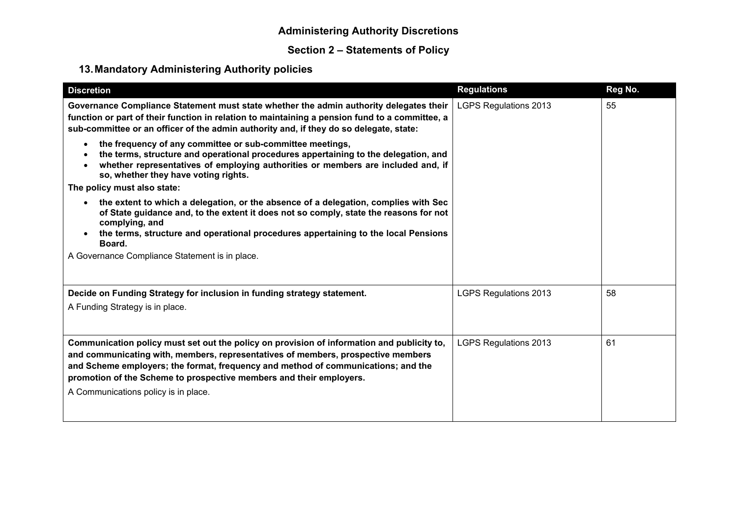# Administering Authority Discretions

## Section 2 – Statements of Policy

### 13. Mandatory Administering Authority policies

| Discretion | Regulations | Reg No. |
|---|---|---|
| **Governance Compliance Statement must state whether the admin authority delegates their function or part of their function in relation to maintaining a pension fund to a committee, a sub-committee or an officer of the admin authority and, if they do so delegate, state:**<br>• **the frequency of any committee or sub-committee meetings,**<br>• **the terms, structure and operational procedures appertaining to the delegation, and**<br>• **whether representatives of employing authorities or members are included and, if so, whether they have voting rights.**<br>**The policy must also state:**<br>• **the extent to which a delegation, or the absence of a delegation, complies with Sec of State guidance and, to the extent it does not so comply, state the reasons for not complying, and**<br>• **the terms, structure and operational procedures appertaining to the local Pensions Board.**<br>A Governance Compliance Statement is in place. | LGPS Regulations 2013 | 55 |
| **Decide on Funding Strategy for inclusion in funding strategy statement.**<br>A Funding Strategy is in place. | LGPS Regulations 2013 | 58 |
| **Communication policy must set out the policy on provision of information and publicity to, and communicating with, members, representatives of members, prospective members and Scheme employers; the format, frequency and method of communications; and the promotion of the Scheme to prospective members and their employers.**<br>A Communications policy is in place. | LGPS Regulations 2013 | 61 |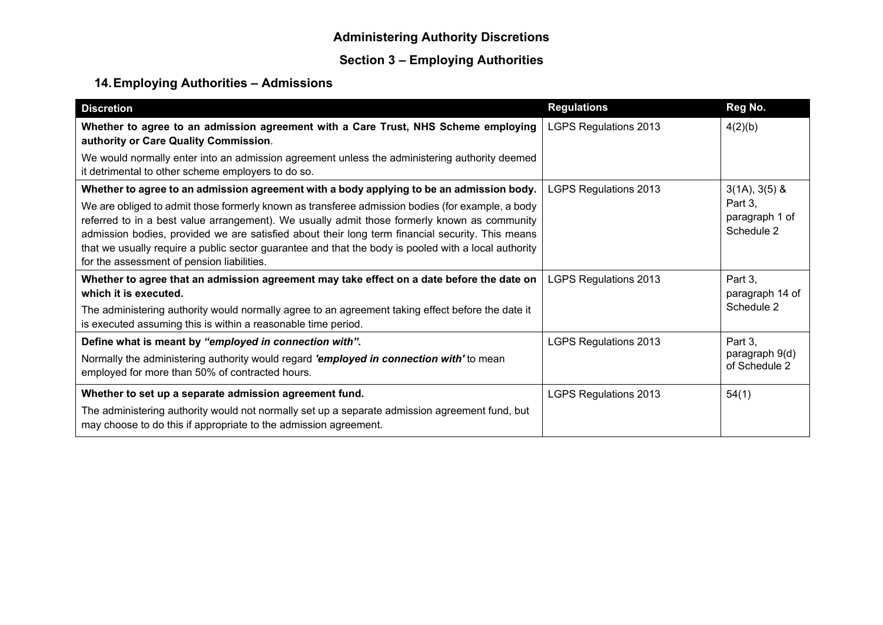# Administering Authority Discretions

## Section 3 – Employing Authorities

### 14. Employing Authorities – Admissions

| Discretion | Regulations | Reg No. |
|---|---|---|
| **Whether to agree to an admission agreement with a Care Trust, NHS Scheme employing authority or Care Quality Commission**.<br><br>We would normally enter into an admission agreement unless the administering authority deemed it detrimental to other scheme employers to do so. | LGPS Regulations 2013 | 4(2)(b) |
| **Whether to agree to an admission agreement with a body applying to be an admission body.**<br><br>We are obliged to admit those formerly known as transferee admission bodies (for example, a body referred to in a best value arrangement). We usually admit those formerly known as community admission bodies, provided we are satisfied about their long term financial security. This means that we usually require a public sector guarantee and that the body is pooled with a local authority for the assessment of pension liabilities. | LGPS Regulations 2013 | 3(1A), 3(5) & Part 3, paragraph 1 of Schedule 2 |
| **Whether to agree that an admission agreement may take effect on a date before the date on which it is executed.**<br><br>The administering authority would normally agree to an agreement taking effect before the date it is executed assuming this is within a reasonable time period. | LGPS Regulations 2013 | Part 3, paragraph 14 of Schedule 2 |
| **Define what is meant by *"employed in connection with"*.**<br><br>Normally the administering authority would regard ***'employed in connection with'*** to mean employed for more than 50% of contracted hours. | LGPS Regulations 2013 | Part 3, paragraph 9(d) of Schedule 2 |
| **Whether to set up a separate admission agreement fund.**<br><br>The administering authority would not normally set up a separate admission agreement fund, but may choose to do this if appropriate to the admission agreement. | LGPS Regulations 2013 | 54(1) |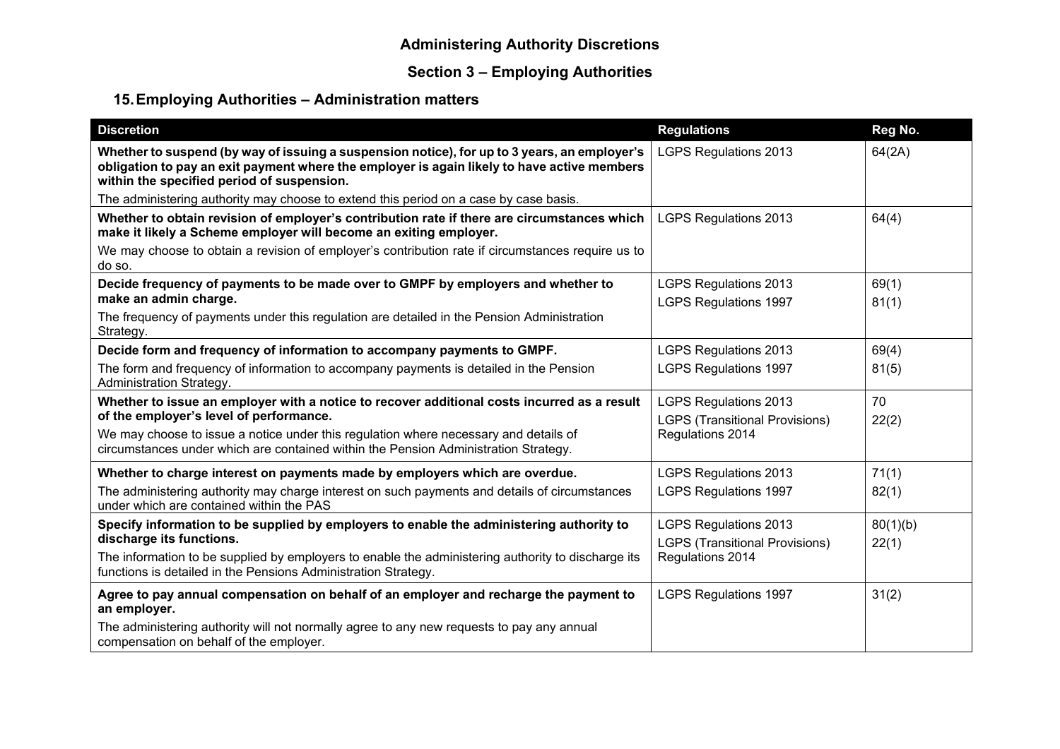# Administering Authority Discretions

## Section 3 – Employing Authorities

### 15. Employing Authorities – Administration matters

| Discretion | Regulations | Reg No. |
|---|---|---|
| **Whether to suspend (by way of issuing a suspension notice), for up to 3 years, an employer's obligation to pay an exit payment where the employer is again likely to have active members within the specified period of suspension.**<br>The administering authority may choose to extend this period on a case by case basis. | LGPS Regulations 2013 | 64(2A) |
| **Whether to obtain revision of employer's contribution rate if there are circumstances which make it likely a Scheme employer will become an exiting employer.**<br>We may choose to obtain a revision of employer's contribution rate if circumstances require us to do so. | LGPS Regulations 2013 | 64(4) |
| **Decide frequency of payments to be made over to GMPF by employers and whether to make an admin charge.**<br>The frequency of payments under this regulation are detailed in the Pension Administration Strategy. | LGPS Regulations 2013<br>LGPS Regulations 1997 | 69(1)<br>81(1) |
| **Decide form and frequency of information to accompany payments to GMPF.**<br>The form and frequency of information to accompany payments is detailed in the Pension Administration Strategy. | LGPS Regulations 2013<br>LGPS Regulations 1997 | 69(4)<br>81(5) |
| **Whether to issue an employer with a notice to recover additional costs incurred as a result of the employer's level of performance.**<br>We may choose to issue a notice under this regulation where necessary and details of circumstances under which are contained within the Pension Administration Strategy. | LGPS Regulations 2013<br>LGPS (Transitional Provisions) Regulations 2014 | 70<br>22(2) |
| **Whether to charge interest on payments made by employers which are overdue.**<br>The administering authority may charge interest on such payments and details of circumstances under which are contained within the PAS | LGPS Regulations 2013<br>LGPS Regulations 1997 | 71(1)<br>82(1) |
| **Specify information to be supplied by employers to enable the administering authority to discharge its functions.**<br>The information to be supplied by employers to enable the administering authority to discharge its functions is detailed in the Pensions Administration Strategy. | LGPS Regulations 2013<br>LGPS (Transitional Provisions) Regulations 2014 | 80(1)(b)<br>22(1) |
| **Agree to pay annual compensation on behalf of an employer and recharge the payment to an employer.**<br>The administering authority will not normally agree to any new requests to pay any annual compensation on behalf of the employer. | LGPS Regulations 1997 | 31(2) |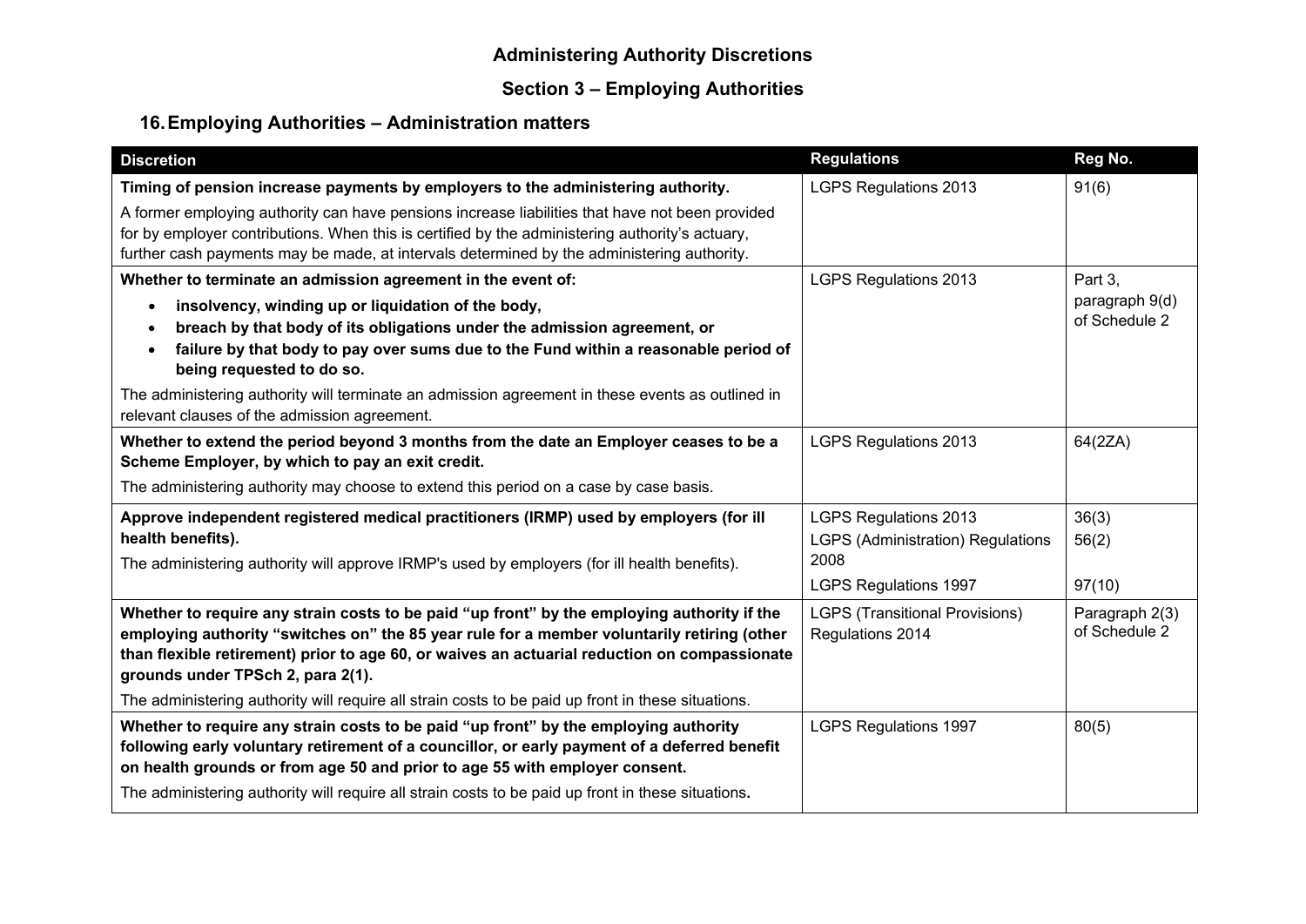# Administering Authority Discretions

## Section 3 – Employing Authorities

### 16. Employing Authorities – Administration matters

| Discretion | Regulations | Reg No. |
|---|---|---|
| **Timing of pension increase payments by employers to the administering authority.**<br><br>A former employing authority can have pensions increase liabilities that have not been provided for by employer contributions. When this is certified by the administering authority's actuary, further cash payments may be made, at intervals determined by the administering authority. | LGPS Regulations 2013 | 91(6) |
| **Whether to terminate an admission agreement in the event of:**<br>• **insolvency, winding up or liquidation of the body,**<br>• **breach by that body of its obligations under the admission agreement, or**<br>• **failure by that body to pay over sums due to the Fund within a reasonable period of being requested to do so.**<br><br>The administering authority will terminate an admission agreement in these events as outlined in relevant clauses of the admission agreement. | LGPS Regulations 2013 | Part 3, paragraph 9(d) of Schedule 2 |
| **Whether to extend the period beyond 3 months from the date an Employer ceases to be a Scheme Employer, by which to pay an exit credit.**<br><br>The administering authority may choose to extend this period on a case by case basis. | LGPS Regulations 2013 | 64(2ZA) |
| **Approve independent registered medical practitioners (IRMP) used by employers (for ill health benefits).**<br><br>The administering authority will approve IRMP's used by employers (for ill health benefits). | LGPS Regulations 2013<br>LGPS (Administration) Regulations 2008<br>LGPS Regulations 1997 | 36(3)<br>56(2)<br>97(10) |
| **Whether to require any strain costs to be paid "up front" by the employing authority if the employing authority "switches on" the 85 year rule for a member voluntarily retiring (other than flexible retirement) prior to age 60, or waives an actuarial reduction on compassionate grounds under TPSch 2, para 2(1).**<br><br>The administering authority will require all strain costs to be paid up front in these situations. | LGPS (Transitional Provisions) Regulations 2014 | Paragraph 2(3) of Schedule 2 |
| **Whether to require any strain costs to be paid "up front" by the employing authority following early voluntary retirement of a councillor, or early payment of a deferred benefit on health grounds or from age 50 and prior to age 55 with employer consent.**<br><br>The administering authority will require all strain costs to be paid up front in these situations**.** | LGPS Regulations 1997 | 80(5) |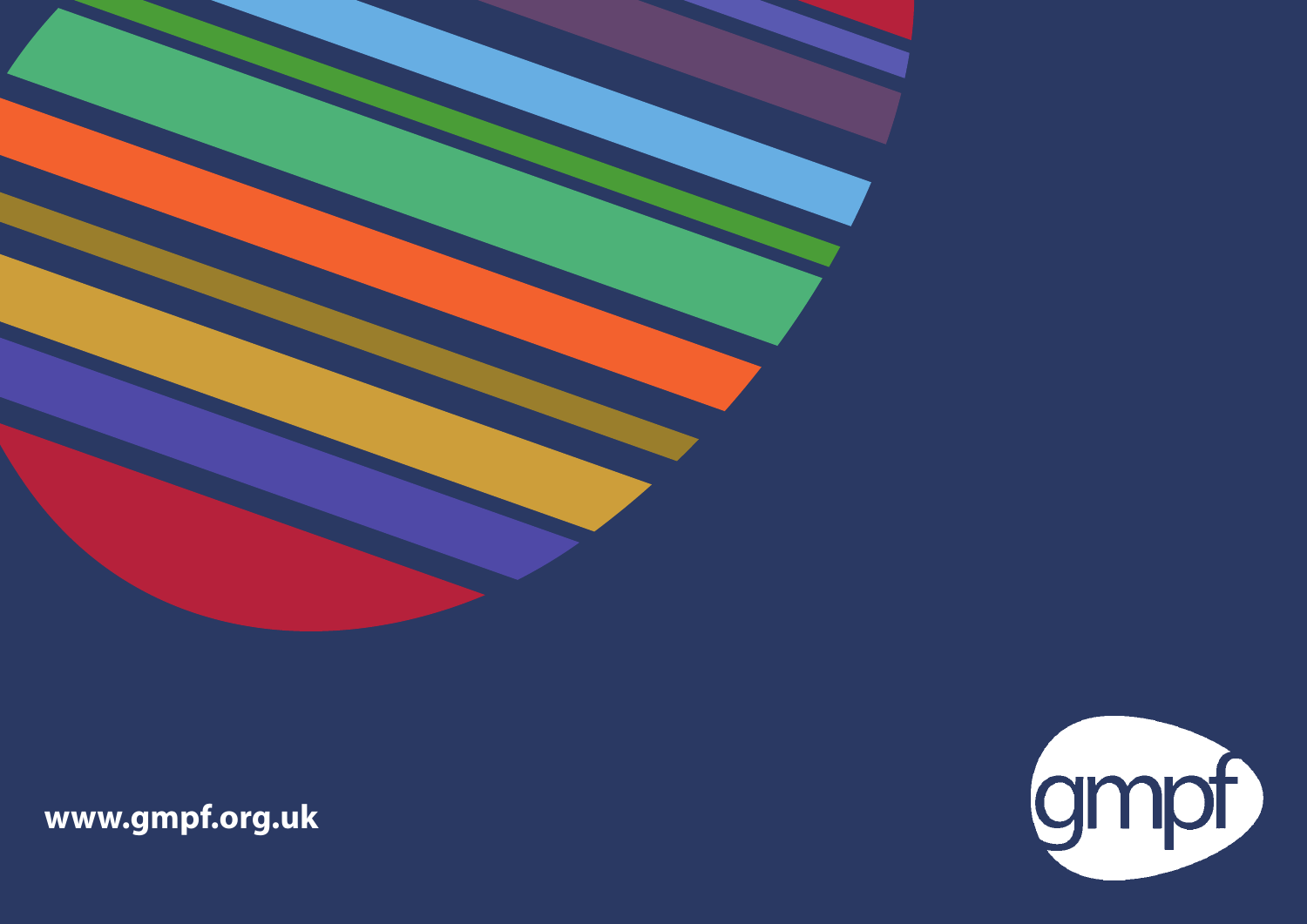www.gmpf.org.uk

gmpf